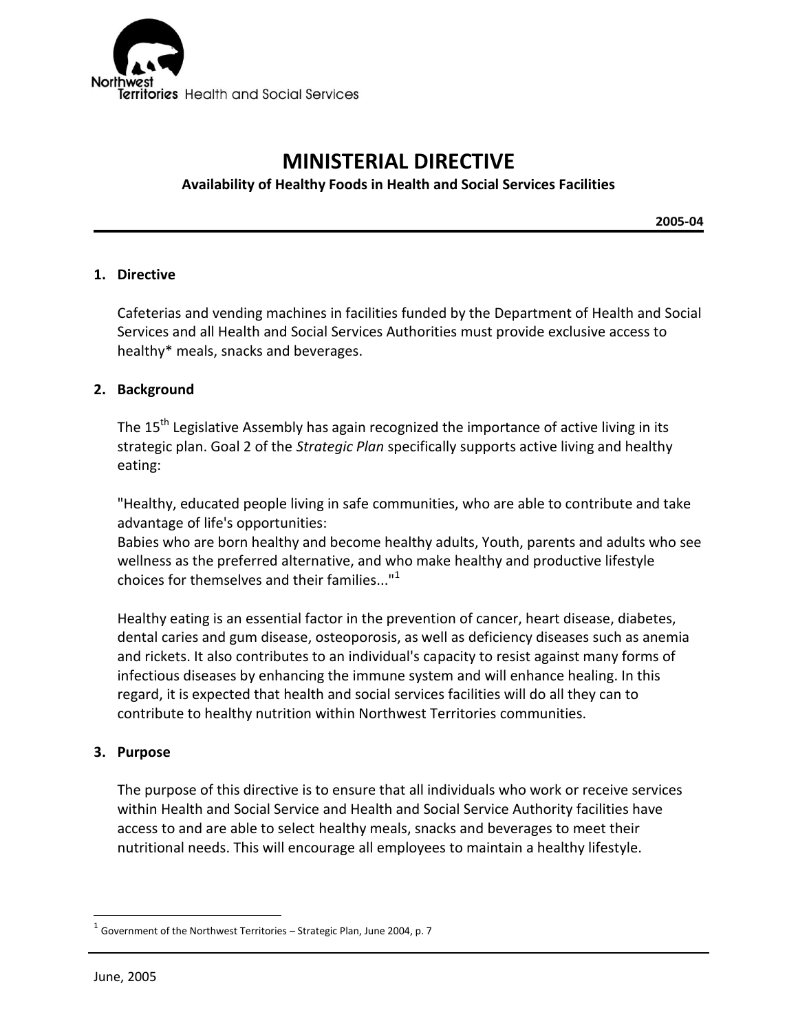Northwest Territories Health and Social Services

# MINISTERIAL DIRECTIVE

**Availability of Healthy Foods in Health and Social Services Facilities**

**2005-04**

## 1. Directive

Cafeterias and vending machines in facilities funded by the Department of Health and Social Services and all Health and Social Services Authorities must provide exclusive access to healthy* meals, snacks and beverages.

## 2. Background

The 15th Legislative Assembly has again recognized the importance of active living in its strategic plan. Goal 2 of the *Strategic Plan* specifically supports active living and healthy eating:

"Healthy, educated people living in safe communities, who are able to contribute and take advantage of life's opportunities:
Babies who are born healthy and become healthy adults, Youth, parents and adults who see wellness as the preferred alternative, and who make healthy and productive lifestyle choices for themselves and their families..."[1]

Healthy eating is an essential factor in the prevention of cancer, heart disease, diabetes, dental caries and gum disease, osteoporosis, as well as deficiency diseases such as anemia and rickets. It also contributes to an individual's capacity to resist against many forms of infectious diseases by enhancing the immune system and will enhance healing. In this regard, it is expected that health and social services facilities will do all they can to contribute to healthy nutrition within Northwest Territories communities.

## 3. Purpose

The purpose of this directive is to ensure that all individuals who work or receive services within Health and Social Service and Health and Social Service Authority facilities have access to and are able to select healthy meals, snacks and beverages to meet their nutritional needs. This will encourage all employees to maintain a healthy lifestyle.

---

[1] Government of the Northwest Territories – Strategic Plan, June 2004, p. 7

June, 2005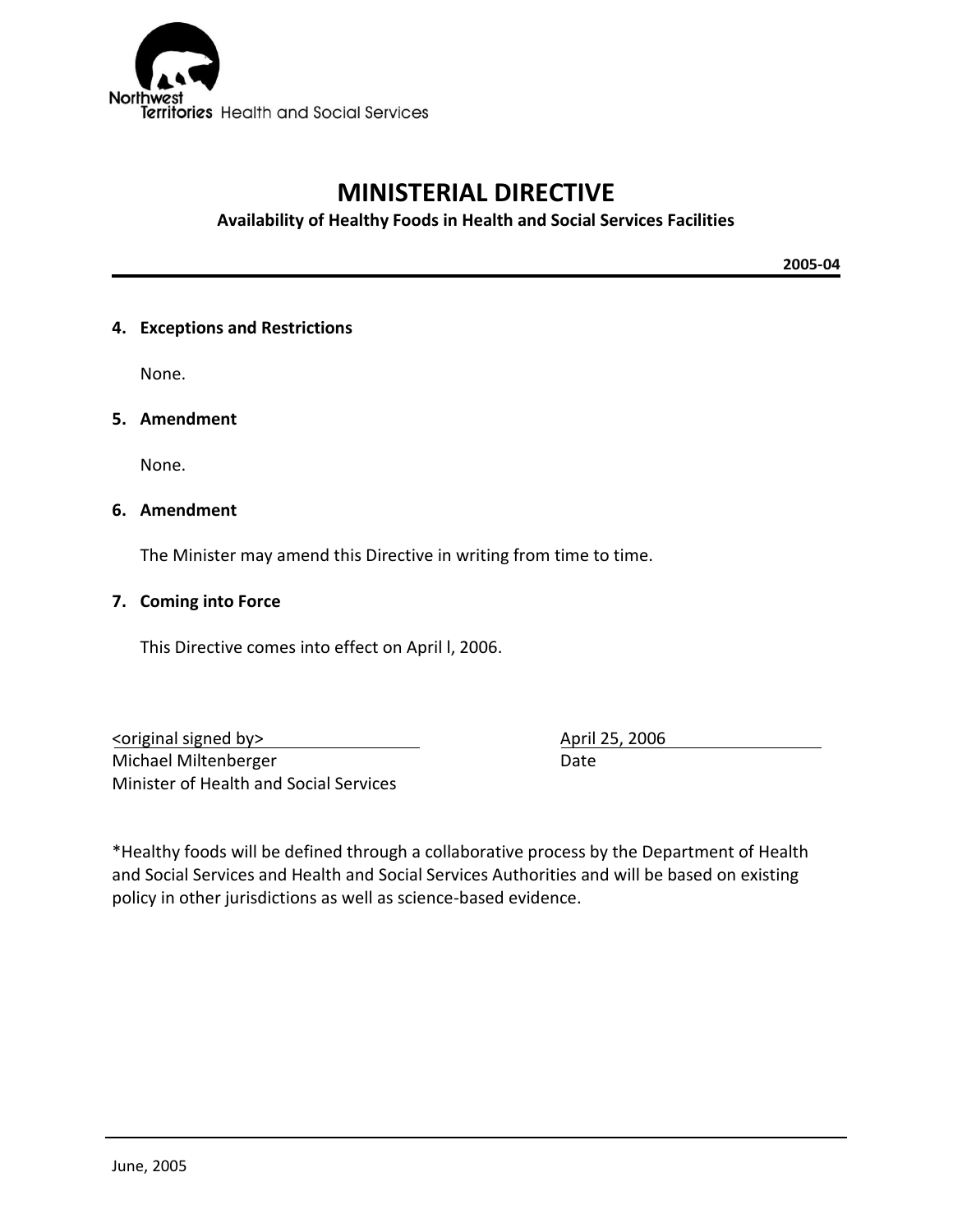# MINISTERIAL DIRECTIVE

**Availability of Healthy Foods in Health and Social Services Facilities**

**2005-04**

**4. Exceptions and Restrictions**

None.

**5. Amendment**

None.

**6. Amendment**

The Minister may amend this Directive in writing from time to time.

**7. Coming into Force**

This Directive comes into effect on April l, 2006.

<original signed by>
Michael Miltenberger
Minister of Health and Social Services

April 25, 2006
Date

*Healthy foods will be defined through a collaborative process by the Department of Health and Social Services and Health and Social Services Authorities and will be based on existing policy in other jurisdictions as well as science-based evidence.

June, 2005